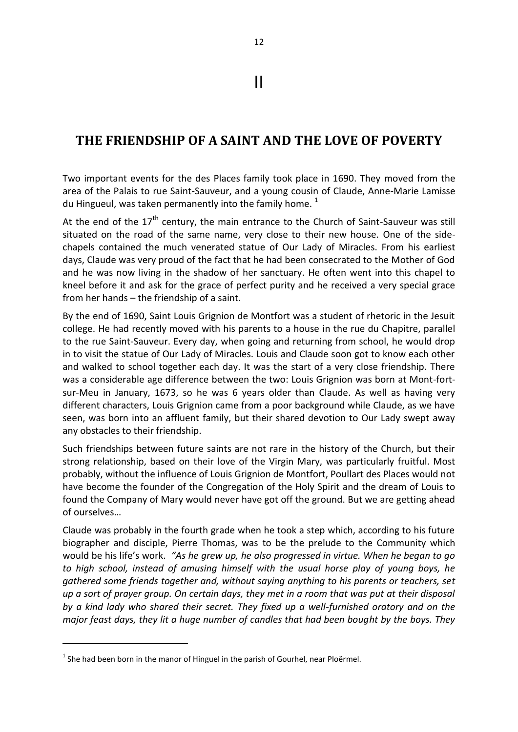# II

## THE FRIENDSHIP OF A SAINT AND THE LOVE OF POVERTY

Two important events for the des Places family took place in 1690. They moved from the area of the Palais to rue Saint-Sauveur, and a young cousin of Claude, Anne-Marie Lamisse du Hingueul, was taken permanently into the family home. [1]

At the end of the 17th century, the main entrance to the Church of Saint-Sauveur was still situated on the road of the same name, very close to their new house. One of the side-chapels contained the much venerated statue of Our Lady of Miracles. From his earliest days, Claude was very proud of the fact that he had been consecrated to the Mother of God and he was now living in the shadow of her sanctuary. He often went into this chapel to kneel before it and ask for the grace of perfect purity and he received a very special grace from her hands – the friendship of a saint.

By the end of 1690, Saint Louis Grignion de Montfort was a student of rhetoric in the Jesuit college. He had recently moved with his parents to a house in the rue du Chapitre, parallel to the rue Saint-Sauveur. Every day, when going and returning from school, he would drop in to visit the statue of Our Lady of Miracles. Louis and Claude soon got to know each other and walked to school together each day. It was the start of a very close friendship. There was a considerable age difference between the two: Louis Grignion was born at Mont-fort-sur-Meu in January, 1673, so he was 6 years older than Claude. As well as having very different characters, Louis Grignion came from a poor background while Claude, as we have seen, was born into an affluent family, but their shared devotion to Our Lady swept away any obstacles to their friendship.

Such friendships between future saints are not rare in the history of the Church, but their strong relationship, based on their love of the Virgin Mary, was particularly fruitful. Most probably, without the influence of Louis Grignion de Montfort, Poullart des Places would not have become the founder of the Congregation of the Holy Spirit and the dream of Louis to found the Company of Mary would never have got off the ground. But we are getting ahead of ourselves…

Claude was probably in the fourth grade when he took a step which, according to his future biographer and disciple, Pierre Thomas, was to be the prelude to the Community which would be his life's work. *"As he grew up, he also progressed in virtue. When he began to go to high school, instead of amusing himself with the usual horse play of young boys, he gathered some friends together and, without saying anything to his parents or teachers, set up a sort of prayer group. On certain days, they met in a room that was put at their disposal by a kind lady who shared their secret. They fixed up a well-furnished oratory and on the major feast days, they lit a huge number of candles that had been bought by the boys. They*

[1] She had been born in the manor of Hinguel in the parish of Gourhel, near Ploërmel.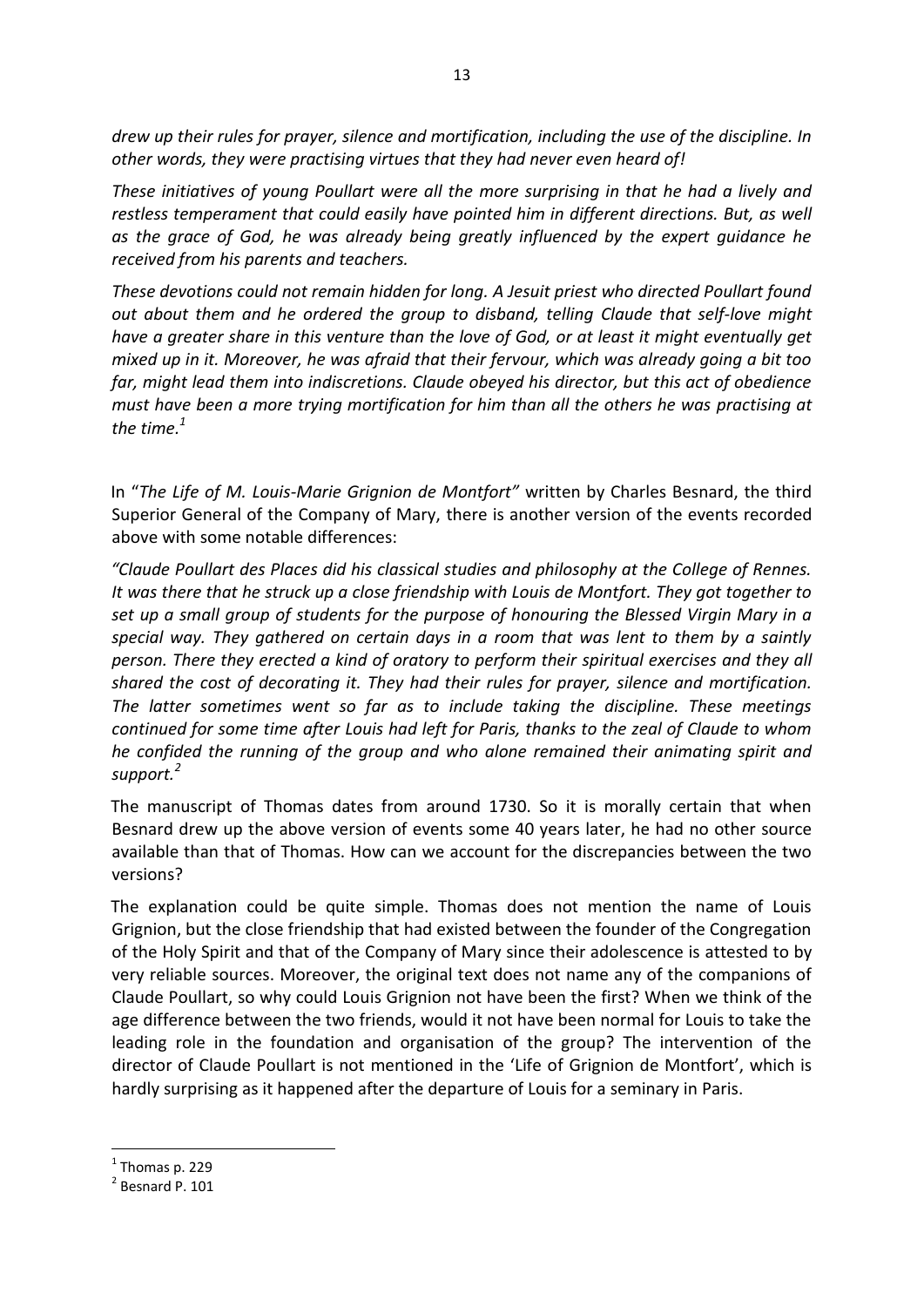*drew up their rules for prayer, silence and mortification, including the use of the discipline. In other words, they were practising virtues that they had never even heard of!*

*These initiatives of young Poullart were all the more surprising in that he had a lively and restless temperament that could easily have pointed him in different directions. But, as well as the grace of God, he was already being greatly influenced by the expert guidance he received from his parents and teachers.*

*These devotions could not remain hidden for long. A Jesuit priest who directed Poullart found out about them and he ordered the group to disband, telling Claude that self-love might have a greater share in this venture than the love of God, or at least it might eventually get mixed up in it. Moreover, he was afraid that their fervour, which was already going a bit too far, might lead them into indiscretions. Claude obeyed his director, but this act of obedience must have been a more trying mortification for him than all the others he was practising at the time.*[1]

In "*The Life of M. Louis-Marie Grignion de Montfort"* written by Charles Besnard, the third Superior General of the Company of Mary, there is another version of the events recorded above with some notable differences:

*"Claude Poullart des Places did his classical studies and philosophy at the College of Rennes. It was there that he struck up a close friendship with Louis de Montfort. They got together to set up a small group of students for the purpose of honouring the Blessed Virgin Mary in a special way. They gathered on certain days in a room that was lent to them by a saintly person. There they erected a kind of oratory to perform their spiritual exercises and they all shared the cost of decorating it. They had their rules for prayer, silence and mortification. The latter sometimes went so far as to include taking the discipline. These meetings continued for some time after Louis had left for Paris, thanks to the zeal of Claude to whom he confided the running of the group and who alone remained their animating spirit and support.*[2]

The manuscript of Thomas dates from around 1730. So it is morally certain that when Besnard drew up the above version of events some 40 years later, he had no other source available than that of Thomas. How can we account for the discrepancies between the two versions?

The explanation could be quite simple. Thomas does not mention the name of Louis Grignion, but the close friendship that had existed between the founder of the Congregation of the Holy Spirit and that of the Company of Mary since their adolescence is attested to by very reliable sources. Moreover, the original text does not name any of the companions of Claude Poullart, so why could Louis Grignion not have been the first? When we think of the age difference between the two friends, would it not have been normal for Louis to take the leading role in the foundation and organisation of the group? The intervention of the director of Claude Poullart is not mentioned in the 'Life of Grignion de Montfort', which is hardly surprising as it happened after the departure of Louis for a seminary in Paris.

[1] Thomas p. 229

[2] Besnard P. 101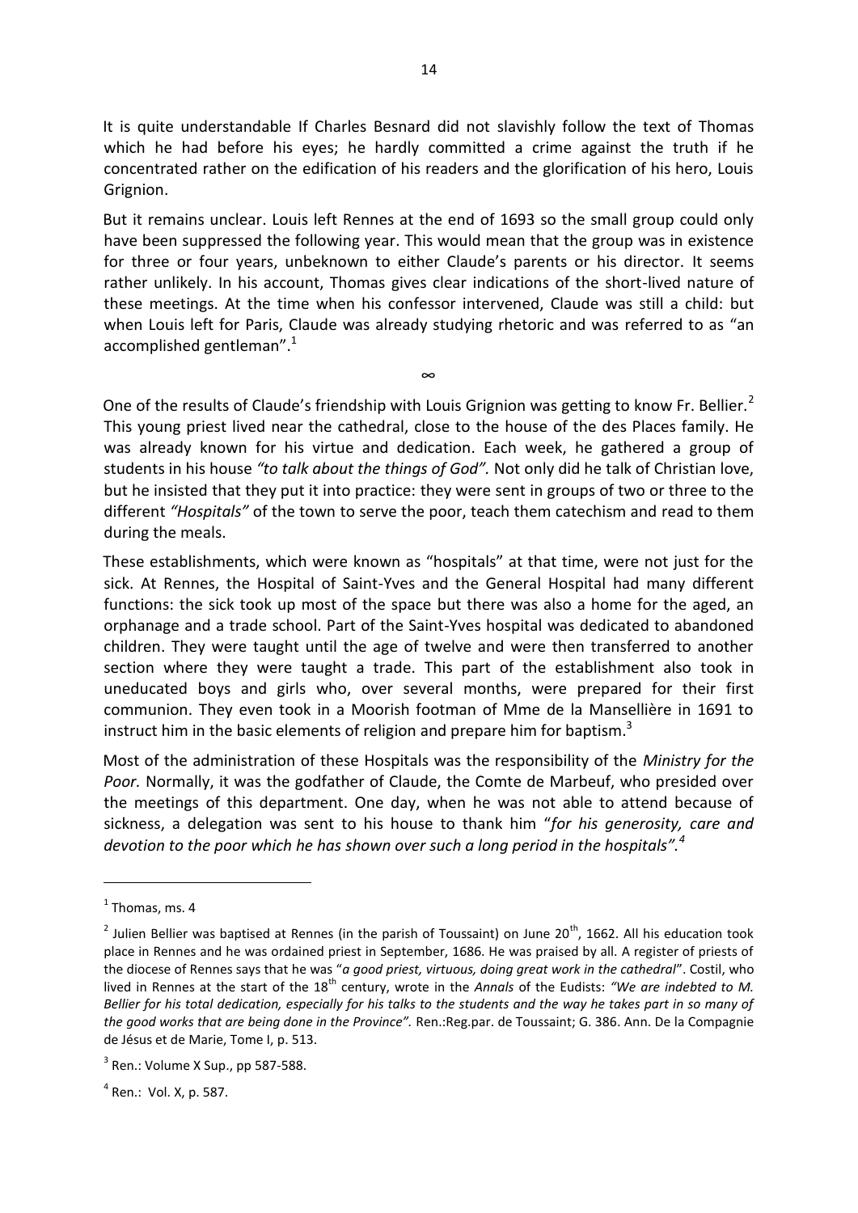It is quite understandable If Charles Besnard did not slavishly follow the text of Thomas which he had before his eyes; he hardly committed a crime against the truth if he concentrated rather on the edification of his readers and the glorification of his hero, Louis Grignion.

But it remains unclear. Louis left Rennes at the end of 1693 so the small group could only have been suppressed the following year. This would mean that the group was in existence for three or four years, unbeknown to either Claude's parents or his director. It seems rather unlikely. In his account, Thomas gives clear indications of the short-lived nature of these meetings. At the time when his confessor intervened, Claude was still a child: but when Louis left for Paris, Claude was already studying rhetoric and was referred to as "an accomplished gentleman".[1]

∞

One of the results of Claude's friendship with Louis Grignion was getting to know Fr. Bellier.[2] This young priest lived near the cathedral, close to the house of the des Places family. He was already known for his virtue and dedication. Each week, he gathered a group of students in his house *"to talk about the things of God".* Not only did he talk of Christian love, but he insisted that they put it into practice: they were sent in groups of two or three to the different *"Hospitals"* of the town to serve the poor, teach them catechism and read to them during the meals.

These establishments, which were known as "hospitals" at that time, were not just for the sick. At Rennes, the Hospital of Saint-Yves and the General Hospital had many different functions: the sick took up most of the space but there was also a home for the aged, an orphanage and a trade school. Part of the Saint-Yves hospital was dedicated to abandoned children. They were taught until the age of twelve and were then transferred to another section where they were taught a trade. This part of the establishment also took in uneducated boys and girls who, over several months, were prepared for their first communion. They even took in a Moorish footman of Mme de la Mansellière in 1691 to instruct him in the basic elements of religion and prepare him for baptism.[3]

Most of the administration of these Hospitals was the responsibility of the *Ministry for the Poor.* Normally, it was the godfather of Claude, the Comte de Marbeuf, who presided over the meetings of this department. One day, when he was not able to attend because of sickness, a delegation was sent to his house to thank him "*for his generosity, care and devotion to the poor which he has shown over such a long period in the hospitals".*[4]

---

[1] Thomas, ms. 4

[2] Julien Bellier was baptised at Rennes (in the parish of Toussaint) on June 20th, 1662. All his education took place in Rennes and he was ordained priest in September, 1686. He was praised by all. A register of priests of the diocese of Rennes says that he was "*a good priest, virtuous, doing great work in the cathedral*". Costil, who lived in Rennes at the start of the 18th century, wrote in the *Annals* of the Eudists: *"We are indebted to M. Bellier for his total dedication, especially for his talks to the students and the way he takes part in so many of the good works that are being done in the Province".* Ren.:Reg.par. de Toussaint; G. 386. Ann. De la Compagnie de Jésus et de Marie, Tome I, p. 513.

[3] Ren.: Volume X Sup., pp 587-588.

[4] Ren.: Vol. X, p. 587.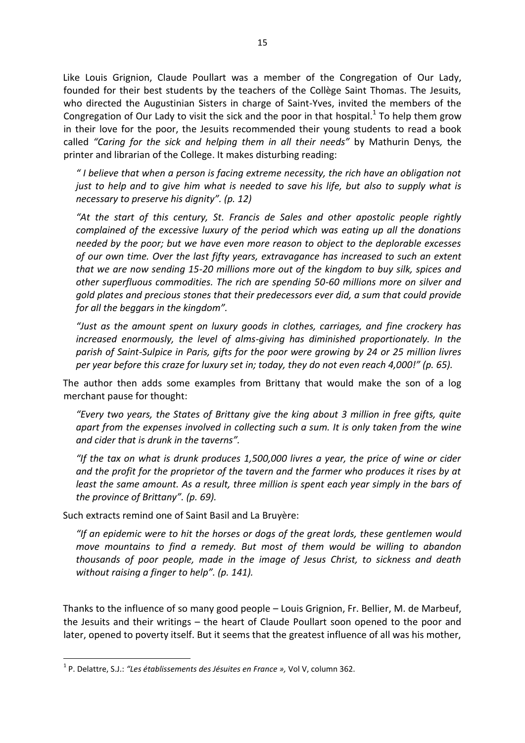Like Louis Grignion, Claude Poullart was a member of the Congregation of Our Lady, founded for their best students by the teachers of the Collège Saint Thomas. The Jesuits, who directed the Augustinian Sisters in charge of Saint-Yves, invited the members of the Congregation of Our Lady to visit the sick and the poor in that hospital.[1] To help them grow in their love for the poor, the Jesuits recommended their young students to read a book called *"Caring for the sick and helping them in all their needs"* by Mathurin Denys, the printer and librarian of the College. It makes disturbing reading:

> *" I believe that when a person is facing extreme necessity, the rich have an obligation not just to help and to give him what is needed to save his life, but also to supply what is necessary to preserve his dignity". (p. 12)*
>
> *"At the start of this century, St. Francis de Sales and other apostolic people rightly complained of the excessive luxury of the period which was eating up all the donations needed by the poor; but we have even more reason to object to the deplorable excesses of our own time. Over the last fifty years, extravagance has increased to such an extent that we are now sending 15-20 millions more out of the kingdom to buy silk, spices and other superfluous commodities. The rich are spending 50-60 millions more on silver and gold plates and precious stones that their predecessors ever did, a sum that could provide for all the beggars in the kingdom".*
>
> *"Just as the amount spent on luxury goods in clothes, carriages, and fine crockery has increased enormously, the level of alms-giving has diminished proportionately. In the parish of Saint-Sulpice in Paris, gifts for the poor were growing by 24 or 25 million livres per year before this craze for luxury set in; today, they do not even reach 4,000!" (p. 65).*

The author then adds some examples from Brittany that would make the son of a log merchant pause for thought:

> *"Every two years, the States of Brittany give the king about 3 million in free gifts, quite apart from the expenses involved in collecting such a sum. It is only taken from the wine and cider that is drunk in the taverns".*
>
> *"If the tax on what is drunk produces 1,500,000 livres a year, the price of wine or cider and the profit for the proprietor of the tavern and the farmer who produces it rises by at least the same amount. As a result, three million is spent each year simply in the bars of the province of Brittany". (p. 69).*

Such extracts remind one of Saint Basil and La Bruyère:

> *"If an epidemic were to hit the horses or dogs of the great lords, these gentlemen would move mountains to find a remedy. But most of them would be willing to abandon thousands of poor people, made in the image of Jesus Christ, to sickness and death without raising a finger to help". (p. 141).*

Thanks to the influence of so many good people – Louis Grignion, Fr. Bellier, M. de Marbeuf, the Jesuits and their writings – the heart of Claude Poullart soon opened to the poor and later, opened to poverty itself. But it seems that the greatest influence of all was his mother,

---

[1] P. Delattre, S.J.: *"Les établissements des Jésuites en France »,* Vol V, column 362.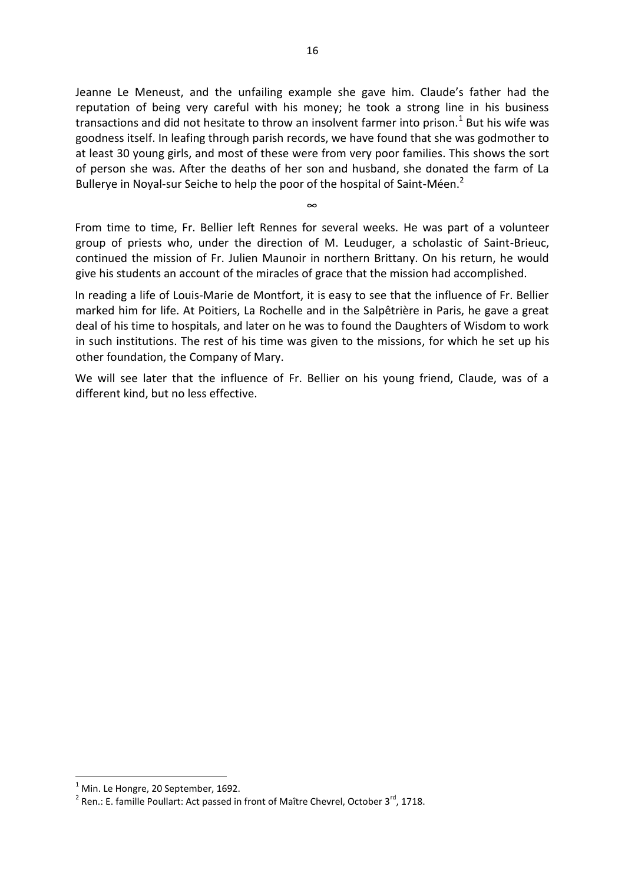Jeanne Le Meneust, and the unfailing example she gave him. Claude's father had the reputation of being very careful with his money; he took a strong line in his business transactions and did not hesitate to throw an insolvent farmer into prison.[1] But his wife was goodness itself. In leafing through parish records, we have found that she was godmother to at least 30 young girls, and most of these were from very poor families. This shows the sort of person she was. After the deaths of her son and husband, she donated the farm of La Bullerye in Noyal-sur Seiche to help the poor of the hospital of Saint-Méen.[2]

∞

From time to time, Fr. Bellier left Rennes for several weeks. He was part of a volunteer group of priests who, under the direction of M. Leuduger, a scholastic of Saint-Brieuc, continued the mission of Fr. Julien Maunoir in northern Brittany. On his return, he would give his students an account of the miracles of grace that the mission had accomplished.

In reading a life of Louis-Marie de Montfort, it is easy to see that the influence of Fr. Bellier marked him for life. At Poitiers, La Rochelle and in the Salpêtrière in Paris, he gave a great deal of his time to hospitals, and later on he was to found the Daughters of Wisdom to work in such institutions. The rest of his time was given to the missions, for which he set up his other foundation, the Company of Mary.

We will see later that the influence of Fr. Bellier on his young friend, Claude, was of a different kind, but no less effective.

---

[1] Min. Le Hongre, 20 September, 1692.

[2] Ren.: E. famille Poullart: Act passed in front of Maître Chevrel, October 3rd, 1718.